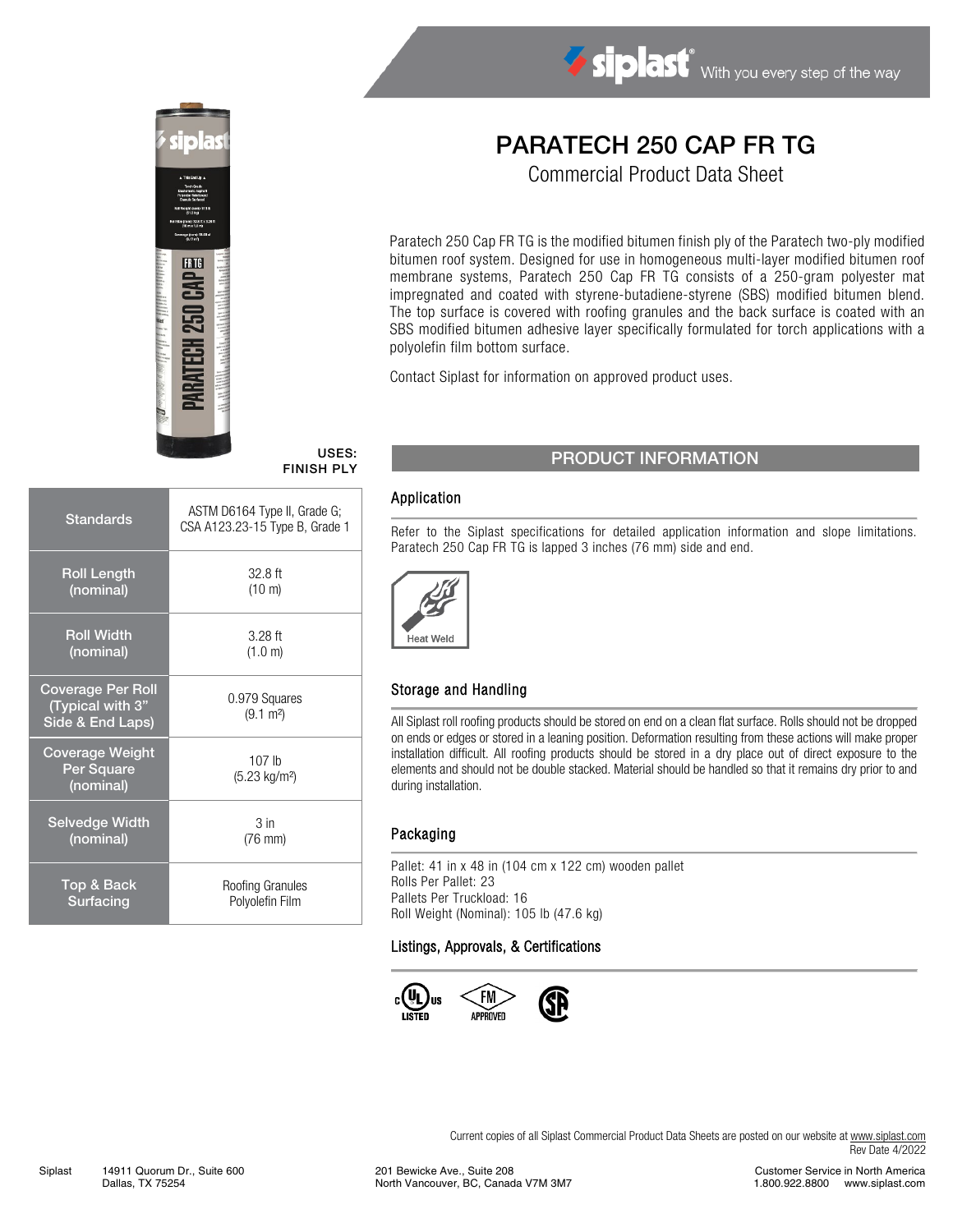# PARATECH 250 CAP FR TG

Commercial Product Data Sheet

Paratech 250 Cap FR TG is the modified bitumen finish ply of the Paratech two-ply modified bitumen roof system. Designed for use in homogeneous multi-layer modified bitumen roof membrane systems, Paratech 250 Cap FR TG consists of a 250-gram polyester mat impregnated and coated with styrene-butadiene-styrene (SBS) modified bitumen blend. The top surface is covered with roofing granules and the back surface is coated with an SBS modified bitumen adhesive layer specifically formulated for torch applications with a polyolefin film bottom surface.

Contact Siplast for information on approved product uses.

**USES: FINISH PLY**

| | |
|---|---|
| Standards | ASTM D6164 Type II, Grade G; CSA A123.23-15 Type B, Grade 1 |
| Roll Length (nominal) | 32.8 ft (10 m) |
| Roll Width (nominal) | 3.28 ft (1.0 m) |
| Coverage Per Roll (Typical with 3" Side & End Laps) | 0.979 Squares (9.1 m²) |
| Coverage Weight Per Square (nominal) | 107 lb (5.23 kg/m²) |
| Selvedge Width (nominal) | 3 in (76 mm) |
| Top & Back Surfacing | Roofing Granules Polyolefin Film |

## PRODUCT INFORMATION

### Application

Refer to the Siplast specifications for detailed application information and slope limitations. Paratech 250 Cap FR TG is lapped 3 inches (76 mm) side and end.

Heat Weld

### Storage and Handling

All Siplast roll roofing products should be stored on end on a clean flat surface. Rolls should not be dropped on ends or edges or stored in a leaning position. Deformation resulting from these actions will make proper installation difficult. All roofing products should be stored in a dry place out of direct exposure to the elements and should not be double stacked. Material should be handled so that it remains dry prior to and during installation.

### Packaging

Pallet: 41 in x 48 in (104 cm x 122 cm) wooden pallet
Rolls Per Pallet: 23
Pallets Per Truckload: 16
Roll Weight (Nominal): 105 lb (47.6 kg)

### Listings, Approvals, & Certifications

c UL us LISTED · FM APPROVED · CSA

Current copies of all Siplast Commercial Product Data Sheets are posted on our website at www.siplast.com
Rev Date 4/2022

Siplast 14911 Quorum Dr., Suite 600 Dallas, TX 75254 | 201 Bewicke Ave., Suite 208 North Vancouver, BC, Canada V7M 3M7 | Customer Service in North America 1.800.922.8800 www.siplast.com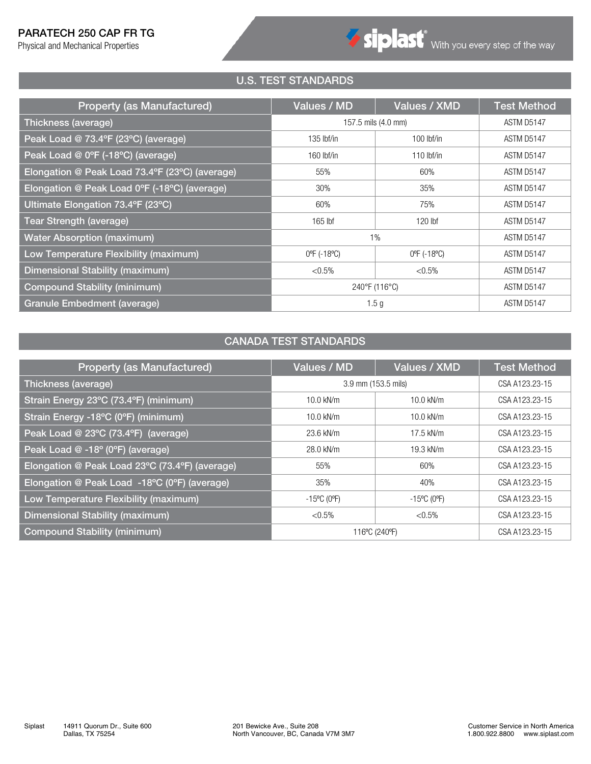# PARATECH 250 CAP FR TG

Physical and Mechanical Properties

## U.S. TEST STANDARDS

| Property (as Manufactured) | Values / MD | Values / XMD | Test Method |
|---|---|---|---|
| Thickness (average) | 157.5 mils (4.0 mm) | | ASTM D5147 |
| Peak Load @ 73.4ºF (23ºC) (average) | 135 lbf/in | 100 lbf/in | ASTM D5147 |
| Peak Load @ 0ºF (-18ºC) (average) | 160 lbf/in | 110 lbf/in | ASTM D5147 |
| Elongation @ Peak Load 73.4ºF (23ºC) (average) | 55% | 60% | ASTM D5147 |
| Elongation @ Peak Load 0ºF (-18ºC) (average) | 30% | 35% | ASTM D5147 |
| Ultimate Elongation 73.4ºF (23ºC) | 60% | 75% | ASTM D5147 |
| Tear Strength (average) | 165 lbf | 120 lbf | ASTM D5147 |
| Water Absorption (maximum) | 1% | | ASTM D5147 |
| Low Temperature Flexibility (maximum) | 0ºF (-18ºC) | 0ºF (-18ºC) | ASTM D5147 |
| Dimensional Stability (maximum) | <0.5% | <0.5% | ASTM D5147 |
| Compound Stability (minimum) | 240°F (116°C) | | ASTM D5147 |
| Granule Embedment (average) | 1.5 g | | ASTM D5147 |

## CANADA TEST STANDARDS

| Property (as Manufactured) | Values / MD | Values / XMD | Test Method |
|---|---|---|---|
| Thickness (average) | 3.9 mm (153.5 mils) | | CSA A123.23-15 |
| Strain Energy 23ºC (73.4ºF) (minimum) | 10.0 kN/m | 10.0 kN/m | CSA A123.23-15 |
| Strain Energy -18ºC (0ºF) (minimum) | 10.0 kN/m | 10.0 kN/m | CSA A123.23-15 |
| Peak Load @ 23ºC (73.4ºF) (average) | 23.6 kN/m | 17.5 kN/m | CSA A123.23-15 |
| Peak Load @ -18º (0ºF) (average) | 28.0 kN/m | 19.3 kN/m | CSA A123.23-15 |
| Elongation @ Peak Load 23ºC (73.4ºF) (average) | 55% | 60% | CSA A123.23-15 |
| Elongation @ Peak Load -18ºC (0ºF) (average) | 35% | 40% | CSA A123.23-15 |
| Low Temperature Flexibility (maximum) | -15ºC (0ºF) | -15ºC (0ºF) | CSA A123.23-15 |
| Dimensional Stability (maximum) | <0.5% | <0.5% | CSA A123.23-15 |
| Compound Stability (minimum) | 116ºC (240ºF) | | CSA A123.23-15 |

Siplast 14911 Quorum Dr., Suite 600
Dallas, TX 75254

201 Bewicke Ave., Suite 208
North Vancouver, BC, Canada V7M 3M7

Customer Service in North America
1.800.922.8800 www.siplast.com